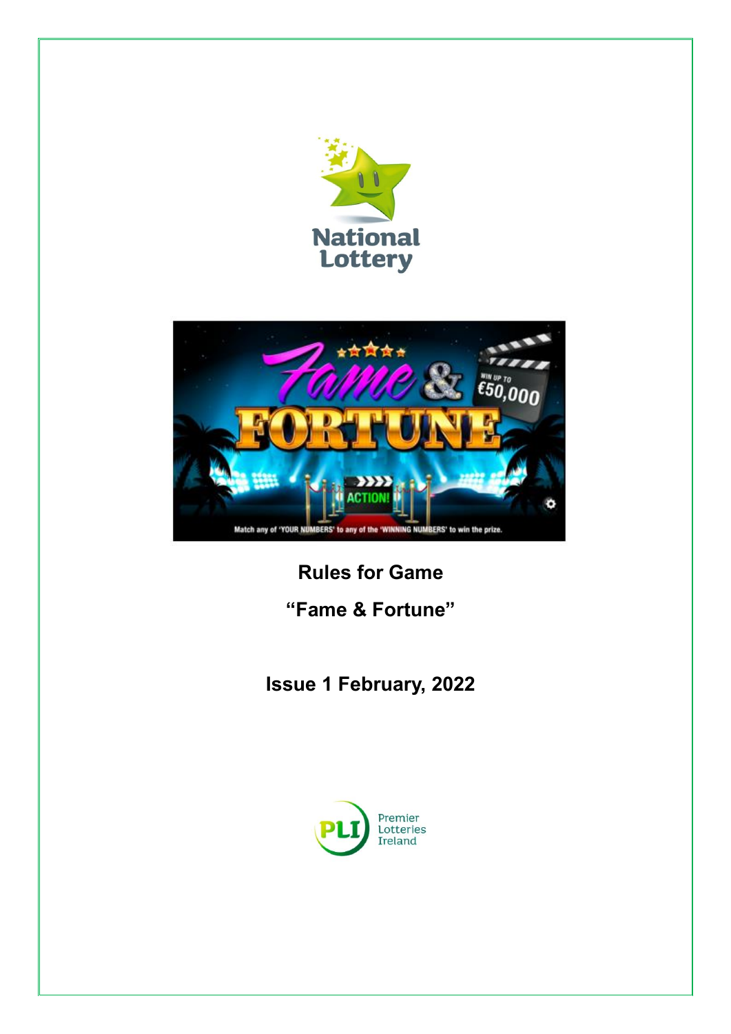**Rules for Game**

**"Fame & Fortune"**

**Issue 1 February, 2022**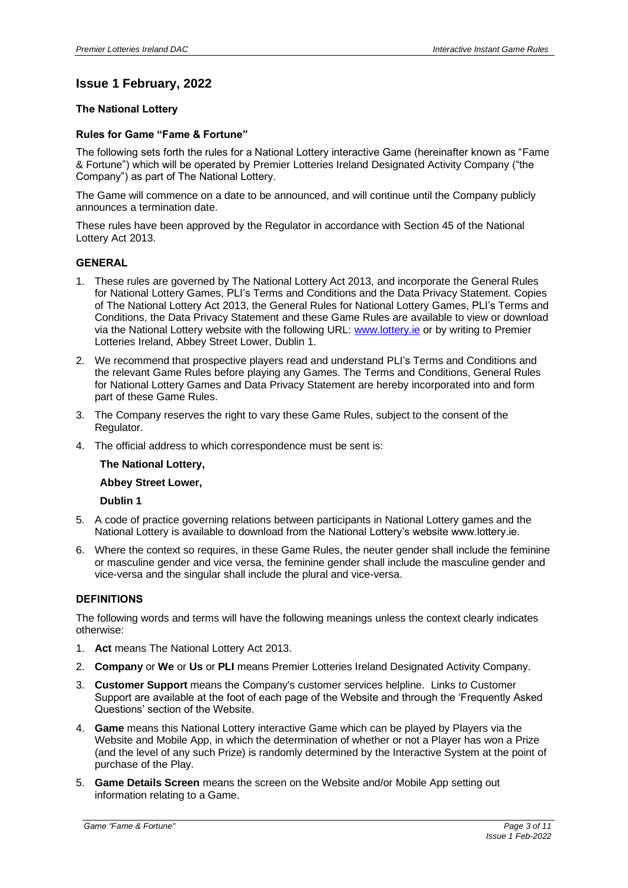## Issue 1 February, 2022

**The National Lottery**

**Rules for Game "Fame & Fortune"**

The following sets forth the rules for a National Lottery interactive Game (hereinafter known as "Fame & Fortune") which will be operated by Premier Lotteries Ireland Designated Activity Company ("the Company") as part of The National Lottery.

The Game will commence on a date to be announced, and will continue until the Company publicly announces a termination date.

These rules have been approved by the Regulator in accordance with Section 45 of the National Lottery Act 2013.

### GENERAL

1. These rules are governed by The National Lottery Act 2013, and incorporate the General Rules for National Lottery Games, PLI's Terms and Conditions and the Data Privacy Statement. Copies of The National Lottery Act 2013, the General Rules for National Lottery Games, PLI's Terms and Conditions, the Data Privacy Statement and these Game Rules are available to view or download via the National Lottery website with the following URL: [www.lottery.ie](www.lottery.ie) or by writing to Premier Lotteries Ireland, Abbey Street Lower, Dublin 1.
2. We recommend that prospective players read and understand PLI's Terms and Conditions and the relevant Game Rules before playing any Games. The Terms and Conditions, General Rules for National Lottery Games and Data Privacy Statement are hereby incorporated into and form part of these Game Rules.
3. The Company reserves the right to vary these Game Rules, subject to the consent of the Regulator.
4. The official address to which correspondence must be sent is:

   **The National Lottery,**

   **Abbey Street Lower,**

   **Dublin 1**

5. A code of practice governing relations between participants in National Lottery games and the National Lottery is available to download from the National Lottery's website www.lottery.ie.
6. Where the context so requires, in these Game Rules, the neuter gender shall include the feminine or masculine gender and vice versa, the feminine gender shall include the masculine gender and vice-versa and the singular shall include the plural and vice-versa.

### DEFINITIONS

The following words and terms will have the following meanings unless the context clearly indicates otherwise:

1. **Act** means The National Lottery Act 2013.
2. **Company** or **We** or **Us** or **PLI** means Premier Lotteries Ireland Designated Activity Company.
3. **Customer Support** means the Company's customer services helpline. Links to Customer Support are available at the foot of each page of the Website and through the 'Frequently Asked Questions' section of the Website.
4. **Game** means this National Lottery interactive Game which can be played by Players via the Website and Mobile App, in which the determination of whether or not a Player has won a Prize (and the level of any such Prize) is randomly determined by the Interactive System at the point of purchase of the Play.
5. **Game Details Screen** means the screen on the Website and/or Mobile App setting out information relating to a Game.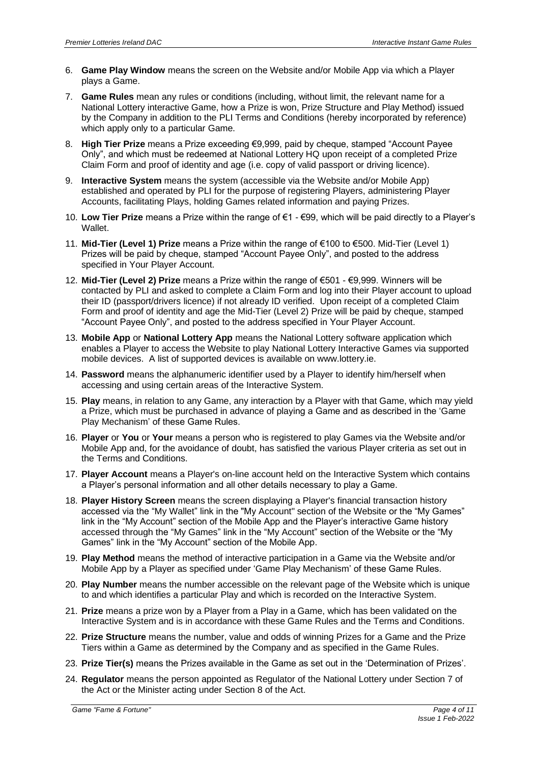6. **Game Play Window** means the screen on the Website and/or Mobile App via which a Player plays a Game.
7. **Game Rules** mean any rules or conditions (including, without limit, the relevant name for a National Lottery interactive Game, how a Prize is won, Prize Structure and Play Method) issued by the Company in addition to the PLI Terms and Conditions (hereby incorporated by reference) which apply only to a particular Game.
8. **High Tier Prize** means a Prize exceeding €9,999, paid by cheque, stamped "Account Payee Only", and which must be redeemed at National Lottery HQ upon receipt of a completed Prize Claim Form and proof of identity and age (i.e. copy of valid passport or driving licence).
9. **Interactive System** means the system (accessible via the Website and/or Mobile App) established and operated by PLI for the purpose of registering Players, administering Player Accounts, facilitating Plays, holding Games related information and paying Prizes.
10. **Low Tier Prize** means a Prize within the range of €1 - €99, which will be paid directly to a Player's Wallet.
11. **Mid-Tier (Level 1) Prize** means a Prize within the range of €100 to €500. Mid-Tier (Level 1) Prizes will be paid by cheque, stamped "Account Payee Only", and posted to the address specified in Your Player Account.
12. **Mid-Tier (Level 2) Prize** means a Prize within the range of €501 - €9,999. Winners will be contacted by PLI and asked to complete a Claim Form and log into their Player account to upload their ID (passport/drivers licence) if not already ID verified. Upon receipt of a completed Claim Form and proof of identity and age the Mid-Tier (Level 2) Prize will be paid by cheque, stamped "Account Payee Only", and posted to the address specified in Your Player Account.
13. **Mobile App** or **National Lottery App** means the National Lottery software application which enables a Player to access the Website to play National Lottery Interactive Games via supported mobile devices. A list of supported devices is available on www.lottery.ie.
14. **Password** means the alphanumeric identifier used by a Player to identify him/herself when accessing and using certain areas of the Interactive System.
15. **Play** means, in relation to any Game, any interaction by a Player with that Game, which may yield a Prize, which must be purchased in advance of playing a Game and as described in the 'Game Play Mechanism' of these Game Rules.
16. **Player** or **You** or **Your** means a person who is registered to play Games via the Website and/or Mobile App and, for the avoidance of doubt, has satisfied the various Player criteria as set out in the Terms and Conditions.
17. **Player Account** means a Player's on-line account held on the Interactive System which contains a Player's personal information and all other details necessary to play a Game.
18. **Player History Screen** means the screen displaying a Player's financial transaction history accessed via the "My Wallet" link in the "My Account" section of the Website or the "My Games" link in the "My Account" section of the Mobile App and the Player's interactive Game history accessed through the "My Games" link in the "My Account" section of the Website or the "My Games" link in the "My Account" section of the Mobile App.
19. **Play Method** means the method of interactive participation in a Game via the Website and/or Mobile App by a Player as specified under 'Game Play Mechanism' of these Game Rules.
20. **Play Number** means the number accessible on the relevant page of the Website which is unique to and which identifies a particular Play and which is recorded on the Interactive System.
21. **Prize** means a prize won by a Player from a Play in a Game, which has been validated on the Interactive System and is in accordance with these Game Rules and the Terms and Conditions.
22. **Prize Structure** means the number, value and odds of winning Prizes for a Game and the Prize Tiers within a Game as determined by the Company and as specified in the Game Rules.
23. **Prize Tier(s)** means the Prizes available in the Game as set out in the 'Determination of Prizes'.
24. **Regulator** means the person appointed as Regulator of the National Lottery under Section 7 of the Act or the Minister acting under Section 8 of the Act.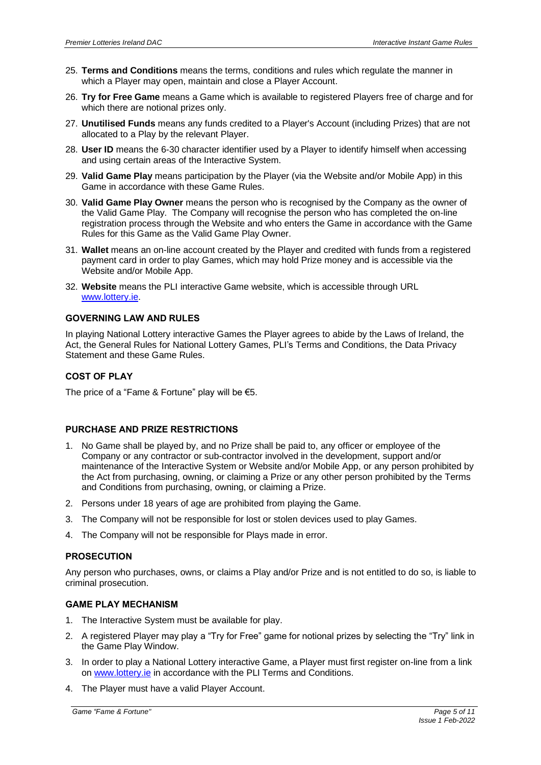25. **Terms and Conditions** means the terms, conditions and rules which regulate the manner in which a Player may open, maintain and close a Player Account.
26. **Try for Free Game** means a Game which is available to registered Players free of charge and for which there are notional prizes only.
27. **Unutilised Funds** means any funds credited to a Player's Account (including Prizes) that are not allocated to a Play by the relevant Player.
28. **User ID** means the 6-30 character identifier used by a Player to identify himself when accessing and using certain areas of the Interactive System.
29. **Valid Game Play** means participation by the Player (via the Website and/or Mobile App) in this Game in accordance with these Game Rules.
30. **Valid Game Play Owner** means the person who is recognised by the Company as the owner of the Valid Game Play. The Company will recognise the person who has completed the on-line registration process through the Website and who enters the Game in accordance with the Game Rules for this Game as the Valid Game Play Owner.
31. **Wallet** means an on-line account created by the Player and credited with funds from a registered payment card in order to play Games, which may hold Prize money and is accessible via the Website and/or Mobile App.
32. **Website** means the PLI interactive Game website, which is accessible through URL www.lottery.ie.

## GOVERNING LAW AND RULES

In playing National Lottery interactive Games the Player agrees to abide by the Laws of Ireland, the Act, the General Rules for National Lottery Games, PLI's Terms and Conditions, the Data Privacy Statement and these Game Rules.

## COST OF PLAY

The price of a "Fame & Fortune" play will be €5.

## PURCHASE AND PRIZE RESTRICTIONS

1. No Game shall be played by, and no Prize shall be paid to, any officer or employee of the Company or any contractor or sub-contractor involved in the development, support and/or maintenance of the Interactive System or Website and/or Mobile App, or any person prohibited by the Act from purchasing, owning, or claiming a Prize or any other person prohibited by the Terms and Conditions from purchasing, owning, or claiming a Prize.
2. Persons under 18 years of age are prohibited from playing the Game.
3. The Company will not be responsible for lost or stolen devices used to play Games.
4. The Company will not be responsible for Plays made in error.

## PROSECUTION

Any person who purchases, owns, or claims a Play and/or Prize and is not entitled to do so, is liable to criminal prosecution.

## GAME PLAY MECHANISM

1. The Interactive System must be available for play.
2. A registered Player may play a "Try for Free" game for notional prizes by selecting the "Try" link in the Game Play Window.
3. In order to play a National Lottery interactive Game, a Player must first register on-line from a link on www.lottery.ie in accordance with the PLI Terms and Conditions.
4. The Player must have a valid Player Account.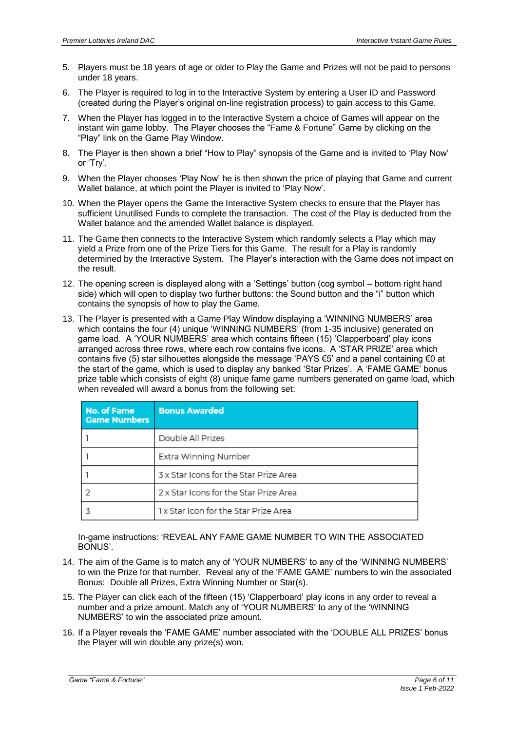5. Players must be 18 years of age or older to Play the Game and Prizes will not be paid to persons under 18 years.

6. The Player is required to log in to the Interactive System by entering a User ID and Password (created during the Player's original on-line registration process) to gain access to this Game.

7. When the Player has logged in to the Interactive System a choice of Games will appear on the instant win game lobby. The Player chooses the "Fame & Fortune" Game by clicking on the "Play" link on the Game Play Window.

8. The Player is then shown a brief "How to Play" synopsis of the Game and is invited to 'Play Now' or 'Try'.

9. When the Player chooses 'Play Now' he is then shown the price of playing that Game and current Wallet balance, at which point the Player is invited to 'Play Now'.

10. When the Player opens the Game the Interactive System checks to ensure that the Player has sufficient Unutilised Funds to complete the transaction. The cost of the Play is deducted from the Wallet balance and the amended Wallet balance is displayed.

11. The Game then connects to the Interactive System which randomly selects a Play which may yield a Prize from one of the Prize Tiers for this Game. The result for a Play is randomly determined by the Interactive System. The Player's interaction with the Game does not impact on the result.

12. The opening screen is displayed along with a 'Settings' button (cog symbol – bottom right hand side) which will open to display two further buttons: the Sound button and the "i" button which contains the synopsis of how to play the Game.

13. The Player is presented with a Game Play Window displaying a 'WINNING NUMBERS' area which contains the four (4) unique 'WINNING NUMBERS' (from 1-35 inclusive) generated on game load. A 'YOUR NUMBERS' area which contains fifteen (15) 'Clapperboard' play icons arranged across three rows, where each row contains five icons. A 'STAR PRIZE' area which contains five (5) star silhouettes alongside the message 'PAYS €5' and a panel containing €0 at the start of the game, which is used to display any banked 'Star Prizes'. A 'FAME GAME' bonus prize table which consists of eight (8) unique fame game numbers generated on game load, which when revealed will award a bonus from the following set:

| No. of Fame Game Numbers | Bonus Awarded |
|---|---|
| 1 | Double All Prizes |
| 1 | Extra Winning Number |
| 1 | 3 x Star Icons for the Star Prize Area |
| 2 | 2 x Star Icons for the Star Prize Area |
| 3 | 1 x Star Icon for the Star Prize Area |

In-game instructions: 'REVEAL ANY FAME GAME NUMBER TO WIN THE ASSOCIATED BONUS'.

14. The aim of the Game is to match any of 'YOUR NUMBERS' to any of the 'WINNING NUMBERS' to win the Prize for that number. Reveal any of the 'FAME GAME' numbers to win the associated Bonus: Double all Prizes, Extra Winning Number or Star(s).

15. The Player can click each of the fifteen (15) 'Clapperboard' play icons in any order to reveal a number and a prize amount. Match any of 'YOUR NUMBERS' to any of the 'WINNING NUMBERS' to win the associated prize amount.

16. If a Player reveals the 'FAME GAME' number associated with the 'DOUBLE ALL PRIZES' bonus the Player will win double any prize(s) won.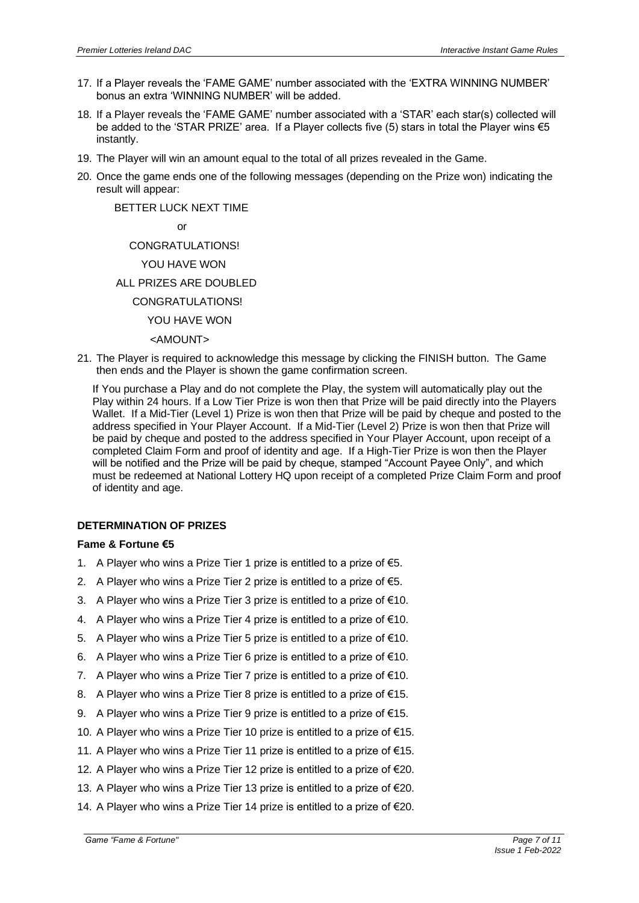17. If a Player reveals the 'FAME GAME' number associated with the 'EXTRA WINNING NUMBER' bonus an extra 'WINNING NUMBER' will be added.
18. If a Player reveals the 'FAME GAME' number associated with a 'STAR' each star(s) collected will be added to the 'STAR PRIZE' area. If a Player collects five (5) stars in total the Player wins €5 instantly.
19. The Player will win an amount equal to the total of all prizes revealed in the Game.
20. Once the game ends one of the following messages (depending on the Prize won) indicating the result will appear:

    BETTER LUCK NEXT TIME

    or

    CONGRATULATIONS!

    YOU HAVE WON

    ALL PRIZES ARE DOUBLED

    CONGRATULATIONS!

    YOU HAVE WON

    <AMOUNT>

21. The Player is required to acknowledge this message by clicking the FINISH button. The Game then ends and the Player is shown the game confirmation screen.

    If You purchase a Play and do not complete the Play, the system will automatically play out the Play within 24 hours. If a Low Tier Prize is won then that Prize will be paid directly into the Players Wallet. If a Mid-Tier (Level 1) Prize is won then that Prize will be paid by cheque and posted to the address specified in Your Player Account. If a Mid-Tier (Level 2) Prize is won then that Prize will be paid by cheque and posted to the address specified in Your Player Account, upon receipt of a completed Claim Form and proof of identity and age. If a High-Tier Prize is won then the Player will be notified and the Prize will be paid by cheque, stamped "Account Payee Only", and which must be redeemed at National Lottery HQ upon receipt of a completed Prize Claim Form and proof of identity and age.

**DETERMINATION OF PRIZES**

**Fame & Fortune €5**

1. A Player who wins a Prize Tier 1 prize is entitled to a prize of €5.
2. A Player who wins a Prize Tier 2 prize is entitled to a prize of €5.
3. A Player who wins a Prize Tier 3 prize is entitled to a prize of €10.
4. A Player who wins a Prize Tier 4 prize is entitled to a prize of €10.
5. A Player who wins a Prize Tier 5 prize is entitled to a prize of €10.
6. A Player who wins a Prize Tier 6 prize is entitled to a prize of €10.
7. A Player who wins a Prize Tier 7 prize is entitled to a prize of €10.
8. A Player who wins a Prize Tier 8 prize is entitled to a prize of €15.
9. A Player who wins a Prize Tier 9 prize is entitled to a prize of €15.
10. A Player who wins a Prize Tier 10 prize is entitled to a prize of €15.
11. A Player who wins a Prize Tier 11 prize is entitled to a prize of €15.
12. A Player who wins a Prize Tier 12 prize is entitled to a prize of €20.
13. A Player who wins a Prize Tier 13 prize is entitled to a prize of €20.
14. A Player who wins a Prize Tier 14 prize is entitled to a prize of €20.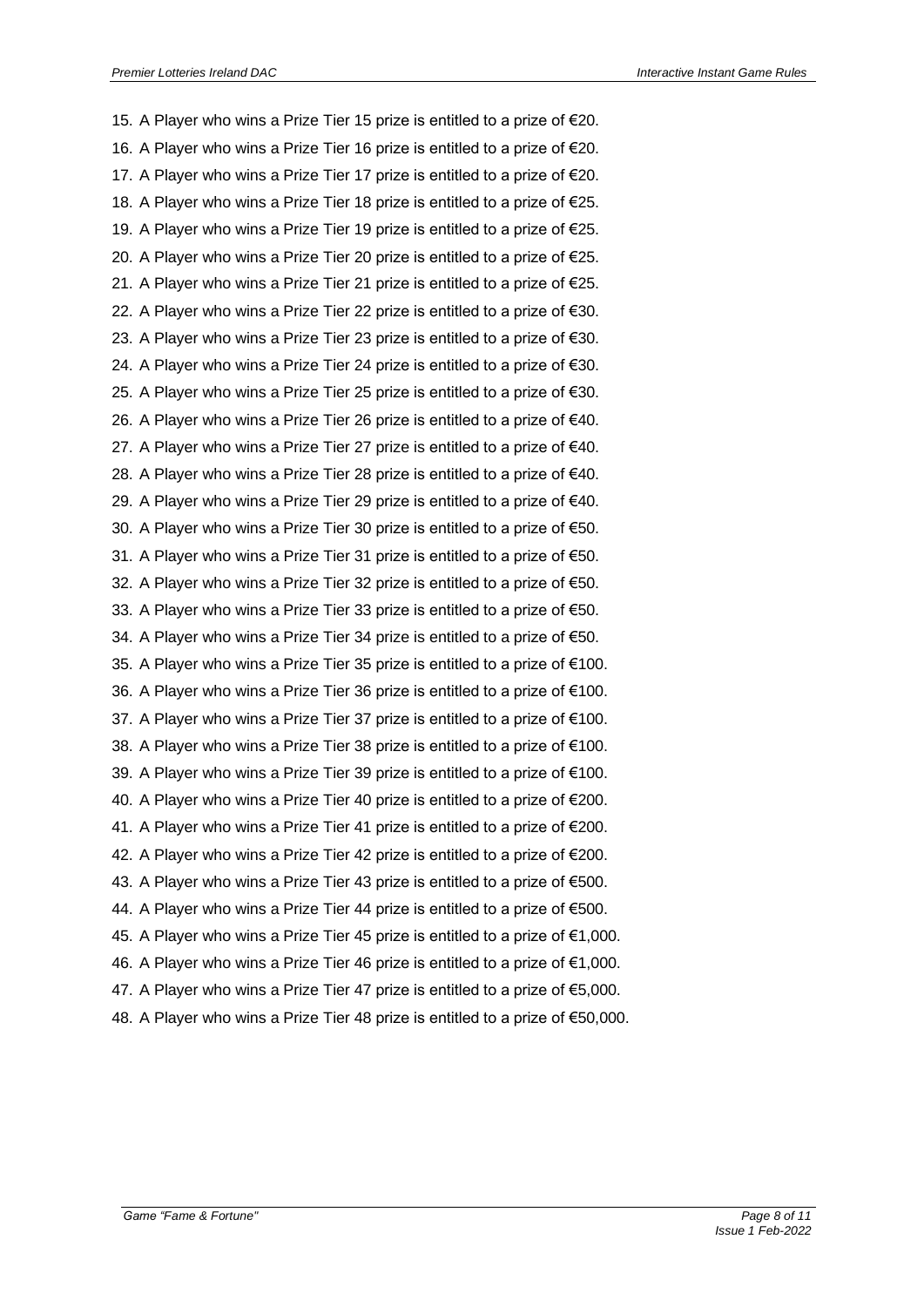15. A Player who wins a Prize Tier 15 prize is entitled to a prize of €20.
16. A Player who wins a Prize Tier 16 prize is entitled to a prize of €20.
17. A Player who wins a Prize Tier 17 prize is entitled to a prize of €20.
18. A Player who wins a Prize Tier 18 prize is entitled to a prize of €25.
19. A Player who wins a Prize Tier 19 prize is entitled to a prize of €25.
20. A Player who wins a Prize Tier 20 prize is entitled to a prize of €25.
21. A Player who wins a Prize Tier 21 prize is entitled to a prize of €25.
22. A Player who wins a Prize Tier 22 prize is entitled to a prize of €30.
23. A Player who wins a Prize Tier 23 prize is entitled to a prize of €30.
24. A Player who wins a Prize Tier 24 prize is entitled to a prize of €30.
25. A Player who wins a Prize Tier 25 prize is entitled to a prize of €30.
26. A Player who wins a Prize Tier 26 prize is entitled to a prize of €40.
27. A Player who wins a Prize Tier 27 prize is entitled to a prize of €40.
28. A Player who wins a Prize Tier 28 prize is entitled to a prize of €40.
29. A Player who wins a Prize Tier 29 prize is entitled to a prize of €40.
30. A Player who wins a Prize Tier 30 prize is entitled to a prize of €50.
31. A Player who wins a Prize Tier 31 prize is entitled to a prize of €50.
32. A Player who wins a Prize Tier 32 prize is entitled to a prize of €50.
33. A Player who wins a Prize Tier 33 prize is entitled to a prize of €50.
34. A Player who wins a Prize Tier 34 prize is entitled to a prize of €50.
35. A Player who wins a Prize Tier 35 prize is entitled to a prize of €100.
36. A Player who wins a Prize Tier 36 prize is entitled to a prize of €100.
37. A Player who wins a Prize Tier 37 prize is entitled to a prize of €100.
38. A Player who wins a Prize Tier 38 prize is entitled to a prize of €100.
39. A Player who wins a Prize Tier 39 prize is entitled to a prize of €100.
40. A Player who wins a Prize Tier 40 prize is entitled to a prize of €200.
41. A Player who wins a Prize Tier 41 prize is entitled to a prize of €200.
42. A Player who wins a Prize Tier 42 prize is entitled to a prize of €200.
43. A Player who wins a Prize Tier 43 prize is entitled to a prize of €500.
44. A Player who wins a Prize Tier 44 prize is entitled to a prize of €500.
45. A Player who wins a Prize Tier 45 prize is entitled to a prize of €1,000.
46. A Player who wins a Prize Tier 46 prize is entitled to a prize of €1,000.
47. A Player who wins a Prize Tier 47 prize is entitled to a prize of €5,000.
48. A Player who wins a Prize Tier 48 prize is entitled to a prize of €50,000.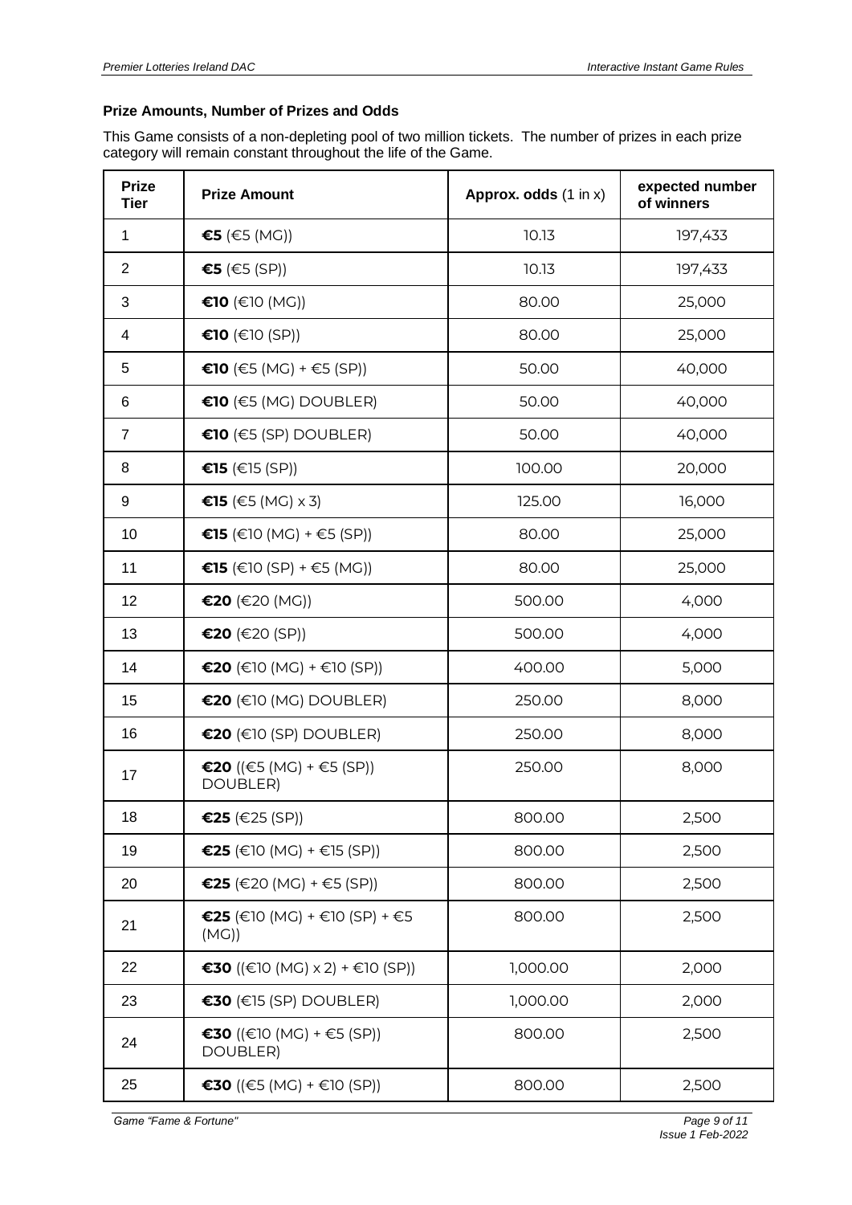### Prize Amounts, Number of Prizes and Odds

This Game consists of a non-depleting pool of two million tickets. The number of prizes in each prize category will remain constant throughout the life of the Game.

| Prize Tier | Prize Amount | Approx. odds (1 in x) | expected number of winners |
|---|---|---|---|
| 1 | **€5** (€5 (MG)) | 10.13 | 197,433 |
| 2 | **€5** (€5 (SP)) | 10.13 | 197,433 |
| 3 | **€10** (€10 (MG)) | 80.00 | 25,000 |
| 4 | **€10** (€10 (SP)) | 80.00 | 25,000 |
| 5 | **€10** (€5 (MG) + €5 (SP)) | 50.00 | 40,000 |
| 6 | **€10** (€5 (MG) DOUBLER) | 50.00 | 40,000 |
| 7 | **€10** (€5 (SP) DOUBLER) | 50.00 | 40,000 |
| 8 | **€15** (€15 (SP)) | 100.00 | 20,000 |
| 9 | **€15** (€5 (MG) x 3) | 125.00 | 16,000 |
| 10 | **€15** (€10 (MG) + €5 (SP)) | 80.00 | 25,000 |
| 11 | **€15** (€10 (SP) + €5 (MG)) | 80.00 | 25,000 |
| 12 | **€20** (€20 (MG)) | 500.00 | 4,000 |
| 13 | **€20** (€20 (SP)) | 500.00 | 4,000 |
| 14 | **€20** (€10 (MG) + €10 (SP)) | 400.00 | 5,000 |
| 15 | **€20** (€10 (MG) DOUBLER) | 250.00 | 8,000 |
| 16 | **€20** (€10 (SP) DOUBLER) | 250.00 | 8,000 |
| 17 | **€20** ((€5 (MG) + €5 (SP)) DOUBLER) | 250.00 | 8,000 |
| 18 | **€25** (€25 (SP)) | 800.00 | 2,500 |
| 19 | **€25** (€10 (MG) + €15 (SP)) | 800.00 | 2,500 |
| 20 | **€25** (€20 (MG) + €5 (SP)) | 800.00 | 2,500 |
| 21 | **€25** (€10 (MG) + €10 (SP) + €5 (MG)) | 800.00 | 2,500 |
| 22 | **€30** ((€10 (MG) x 2) + €10 (SP)) | 1,000.00 | 2,000 |
| 23 | **€30** (€15 (SP) DOUBLER) | 1,000.00 | 2,000 |
| 24 | **€30** ((€10 (MG) + €5 (SP)) DOUBLER) | 800.00 | 2,500 |
| 25 | **€30** ((€5 (MG) + €10 (SP)) | 800.00 | 2,500 |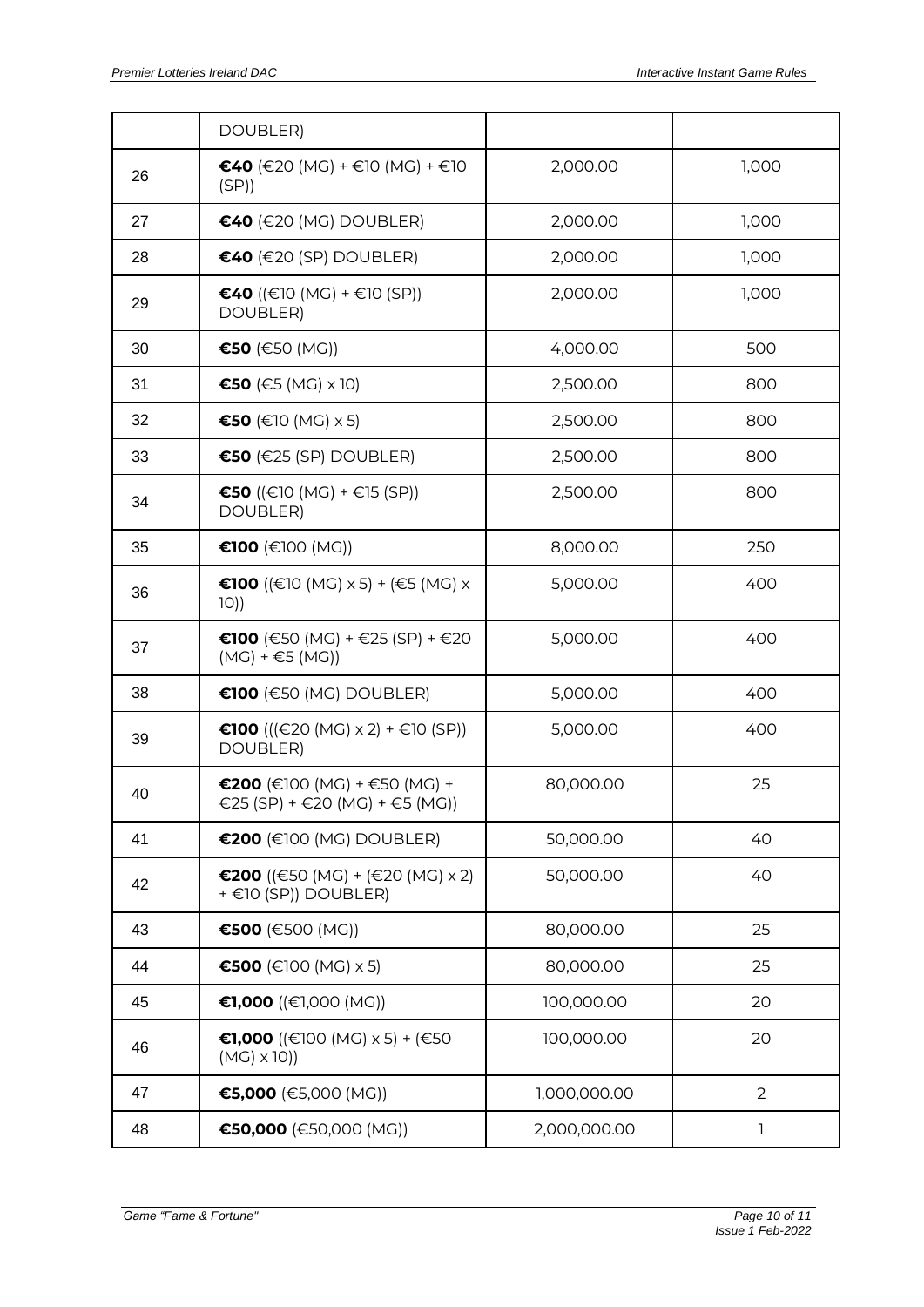| | | | |
|---|---|---|---|
| | DOUBLER) | | |
| 26 | **€40** (€20 (MG) + €10 (MG) + €10 (SP)) | 2,000.00 | 1,000 |
| 27 | **€40** (€20 (MG) DOUBLER) | 2,000.00 | 1,000 |
| 28 | **€40** (€20 (SP) DOUBLER) | 2,000.00 | 1,000 |
| 29 | **€40** ((€10 (MG) + €10 (SP)) DOUBLER) | 2,000.00 | 1,000 |
| 30 | **€50** (€50 (MG)) | 4,000.00 | 500 |
| 31 | **€50** (€5 (MG) x 10) | 2,500.00 | 800 |
| 32 | **€50** (€10 (MG) x 5) | 2,500.00 | 800 |
| 33 | **€50** (€25 (SP) DOUBLER) | 2,500.00 | 800 |
| 34 | **€50** ((€10 (MG) + €15 (SP)) DOUBLER) | 2,500.00 | 800 |
| 35 | **€100** (€100 (MG)) | 8,000.00 | 250 |
| 36 | **€100** ((€10 (MG) x 5) + (€5 (MG) x 10)) | 5,000.00 | 400 |
| 37 | **€100** (€50 (MG) + €25 (SP) + €20 (MG) + €5 (MG)) | 5,000.00 | 400 |
| 38 | **€100** (€50 (MG) DOUBLER) | 5,000.00 | 400 |
| 39 | **€100** (((€20 (MG) x 2) + €10 (SP)) DOUBLER) | 5,000.00 | 400 |
| 40 | **€200** (€100 (MG) + €50 (MG) + €25 (SP) + €20 (MG) + €5 (MG)) | 80,000.00 | 25 |
| 41 | **€200** (€100 (MG) DOUBLER) | 50,000.00 | 40 |
| 42 | **€200** ((€50 (MG) + (€20 (MG) x 2) + €10 (SP)) DOUBLER) | 50,000.00 | 40 |
| 43 | **€500** (€500 (MG)) | 80,000.00 | 25 |
| 44 | **€500** (€100 (MG) x 5) | 80,000.00 | 25 |
| 45 | **€1,000** ((€1,000 (MG)) | 100,000.00 | 20 |
| 46 | **€1,000** ((€100 (MG) x 5) + (€50 (MG) x 10)) | 100,000.00 | 20 |
| 47 | **€5,000** (€5,000 (MG)) | 1,000,000.00 | 2 |
| 48 | **€50,000** (€50,000 (MG)) | 2,000,000.00 | 1 |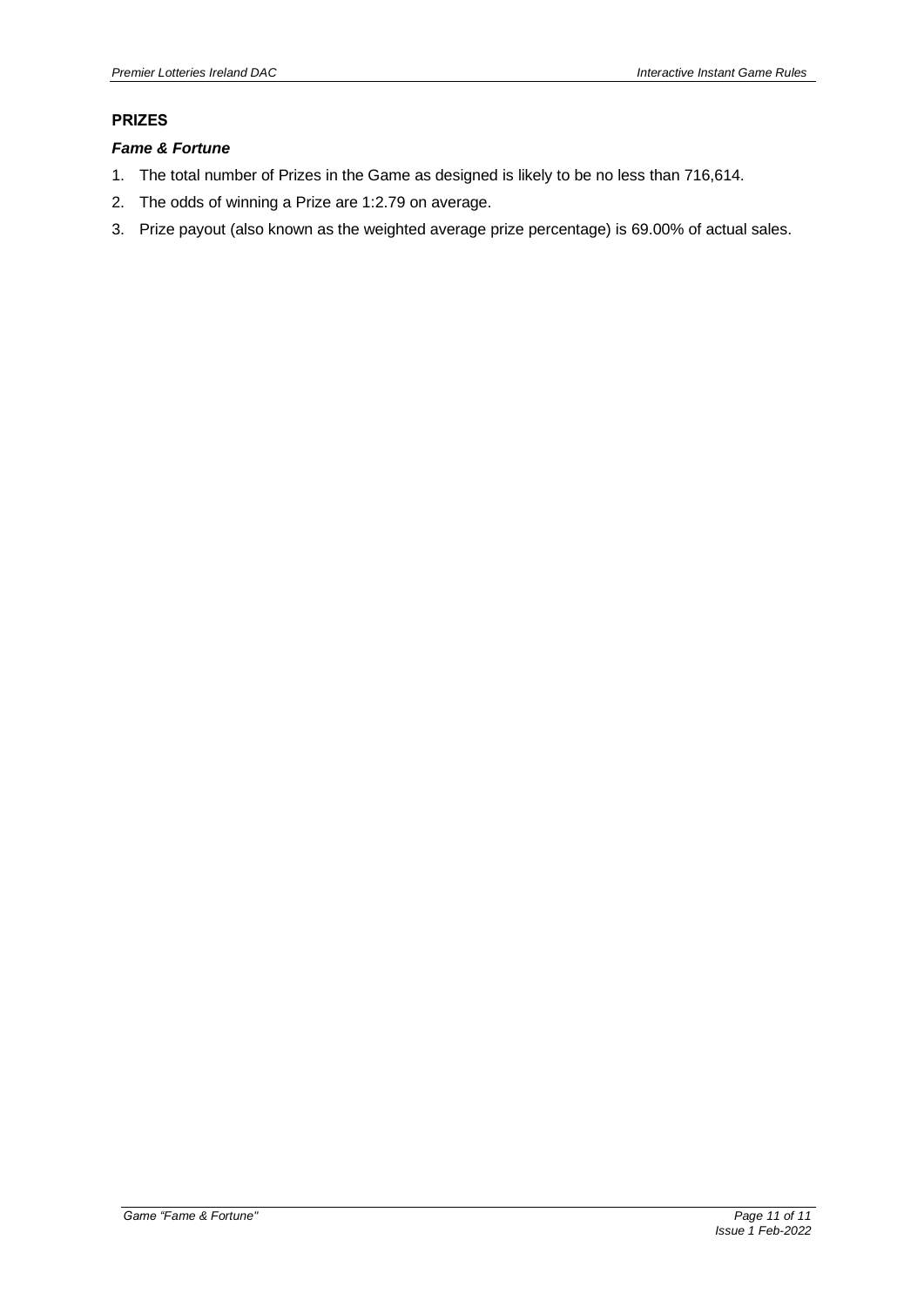## PRIZES

### *Fame & Fortune*

1. The total number of Prizes in the Game as designed is likely to be no less than 716,614.
2. The odds of winning a Prize are 1:2.79 on average.
3. Prize payout (also known as the weighted average prize percentage) is 69.00% of actual sales.